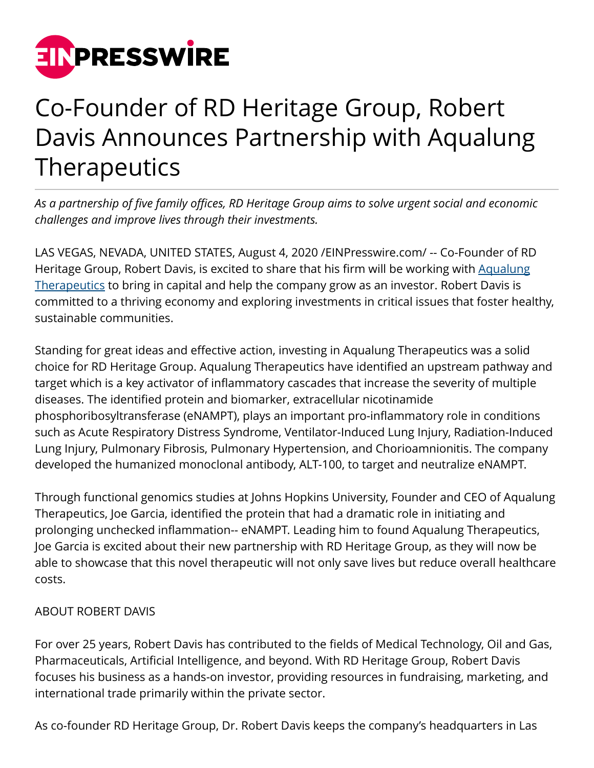# Co-Founder of RD Heritage Group, Robert Davis Announces Partnership with Aqualung Therapeutics

*As a partnership of five family offices, RD Heritage Group aims to solve urgent social and economic challenges and improve lives through their investments.*

LAS VEGAS, NEVADA, UNITED STATES, August 4, 2020 /EINPresswire.com/ -- Co-Founder of RD Heritage Group, Robert Davis, is excited to share that his firm will be working with [Aqualung Therapeutics](Aqualung Therapeutics) to bring in capital and help the company grow as an investor. Robert Davis is committed to a thriving economy and exploring investments in critical issues that foster healthy, sustainable communities.

Standing for great ideas and effective action, investing in Aqualung Therapeutics was a solid choice for RD Heritage Group. Aqualung Therapeutics have identified an upstream pathway and target which is a key activator of inflammatory cascades that increase the severity of multiple diseases. The identified protein and biomarker, extracellular nicotinamide phosphoribosyltransferase (eNAMPT), plays an important pro-inflammatory role in conditions such as Acute Respiratory Distress Syndrome, Ventilator-Induced Lung Injury, Radiation-Induced Lung Injury, Pulmonary Fibrosis, Pulmonary Hypertension, and Chorioamnionitis. The company developed the humanized monoclonal antibody, ALT-100, to target and neutralize eNAMPT.

Through functional genomics studies at Johns Hopkins University, Founder and CEO of Aqualung Therapeutics, Joe Garcia, identified the protein that had a dramatic role in initiating and prolonging unchecked inflammation-- eNAMPT. Leading him to found Aqualung Therapeutics, Joe Garcia is excited about their new partnership with RD Heritage Group, as they will now be able to showcase that this novel therapeutic will not only save lives but reduce overall healthcare costs.

ABOUT ROBERT DAVIS

For over 25 years, Robert Davis has contributed to the fields of Medical Technology, Oil and Gas, Pharmaceuticals, Artificial Intelligence, and beyond. With RD Heritage Group, Robert Davis focuses his business as a hands-on investor, providing resources in fundraising, marketing, and international trade primarily within the private sector.

As co-founder RD Heritage Group, Dr. Robert Davis keeps the company's headquarters in Las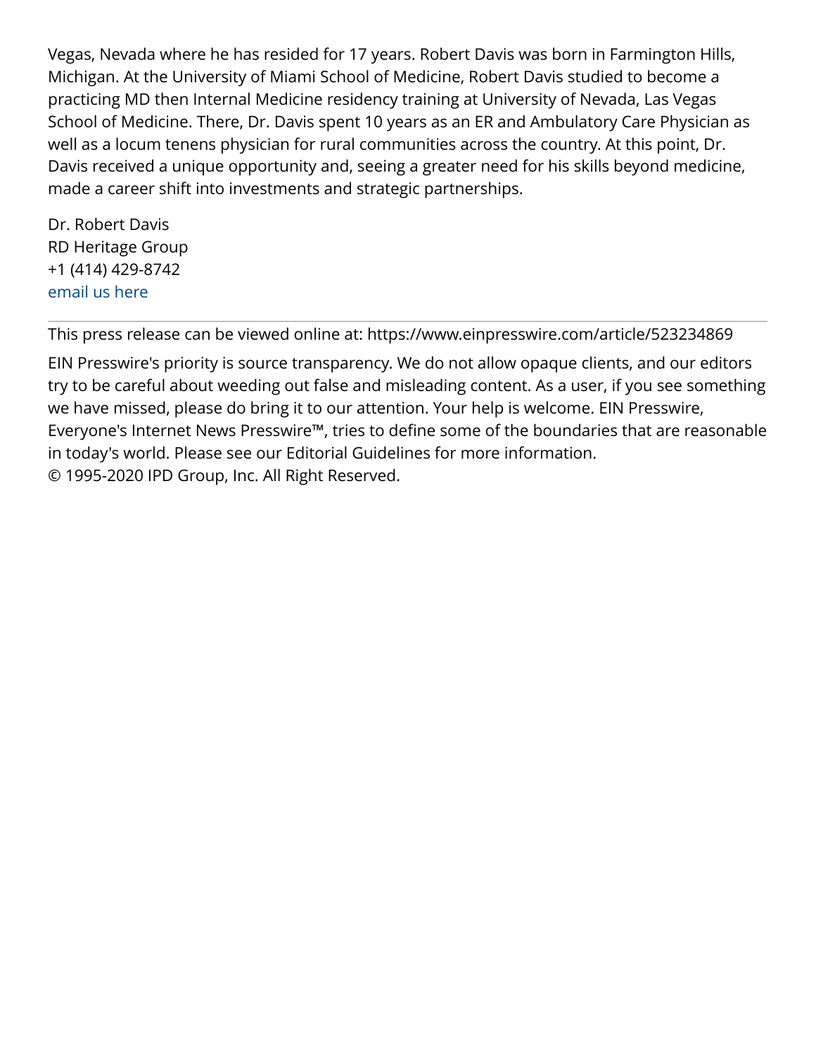Vegas, Nevada where he has resided for 17 years. Robert Davis was born in Farmington Hills, Michigan. At the University of Miami School of Medicine, Robert Davis studied to become a practicing MD then Internal Medicine residency training at University of Nevada, Las Vegas School of Medicine. There, Dr. Davis spent 10 years as an ER and Ambulatory Care Physician as well as a locum tenens physician for rural communities across the country. At this point, Dr. Davis received a unique opportunity and, seeing a greater need for his skills beyond medicine, made a career shift into investments and strategic partnerships.

Dr. Robert Davis
RD Heritage Group
+1 (414) 429-8742
email us here

---

This press release can be viewed online at: https://www.einpresswire.com/article/523234869

EIN Presswire's priority is source transparency. We do not allow opaque clients, and our editors try to be careful about weeding out false and misleading content. As a user, if you see something we have missed, please do bring it to our attention. Your help is welcome. EIN Presswire, Everyone's Internet News Presswire™, tries to define some of the boundaries that are reasonable in today's world. Please see our Editorial Guidelines for more information.
© 1995-2020 IPD Group, Inc. All Right Reserved.